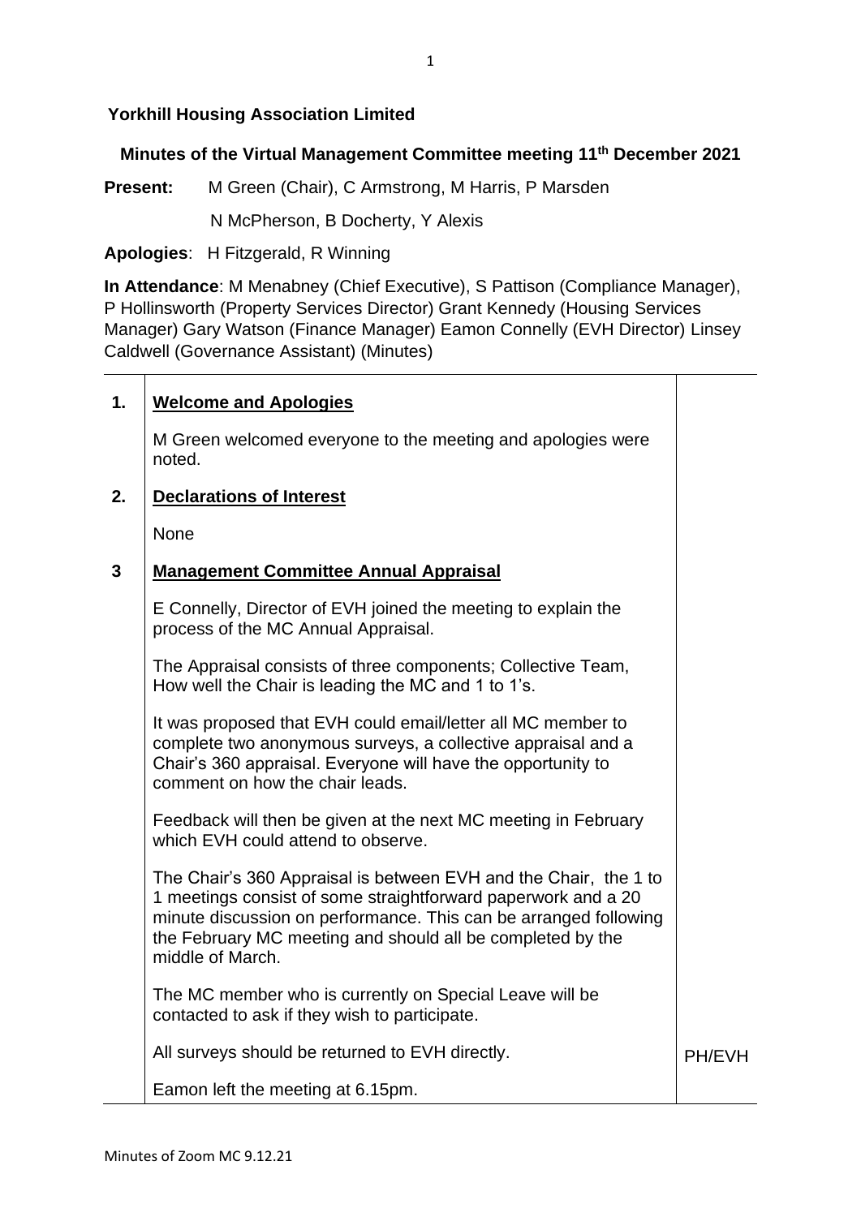**Yorkhill Housing Association Limited**

**Minutes of the Virtual Management Committee meeting 11th December 2021**

**Present:** M Green (Chair), C Armstrong, M Harris, P Marsden

N McPherson, B Docherty, Y Alexis

**Apologies**: H Fitzgerald, R Winning

**In Attendance**: M Menabney (Chief Executive), S Pattison (Compliance Manager), P Hollinsworth (Property Services Director) Grant Kennedy (Housing Services Manager) Gary Watson (Finance Manager) Eamon Connelly (EVH Director) Linsey Caldwell (Governance Assistant) (Minutes)

| | | |
|---|---|---|
| **1.** | **Welcome and Apologies**<br><br>M Green welcomed everyone to the meeting and apologies were noted. | |
| **2.** | **Declarations of Interest**<br><br>None | |
| **3** | **Management Committee Annual Appraisal**<br><br>E Connelly, Director of EVH joined the meeting to explain the process of the MC Annual Appraisal.<br><br>The Appraisal consists of three components; Collective Team, How well the Chair is leading the MC and 1 to 1's.<br><br>It was proposed that EVH could email/letter all MC member to complete two anonymous surveys, a collective appraisal and a Chair's 360 appraisal. Everyone will have the opportunity to comment on how the chair leads.<br><br>Feedback will then be given at the next MC meeting in February which EVH could attend to observe.<br><br>The Chair's 360 Appraisal is between EVH and the Chair, the 1 to 1 meetings consist of some straightforward paperwork and a 20 minute discussion on performance. This can be arranged following the February MC meeting and should all be completed by the middle of March.<br><br>The MC member who is currently on Special Leave will be contacted to ask if they wish to participate.<br><br>All surveys should be returned to EVH directly.<br><br>Eamon left the meeting at 6.15pm. | PH/EVH |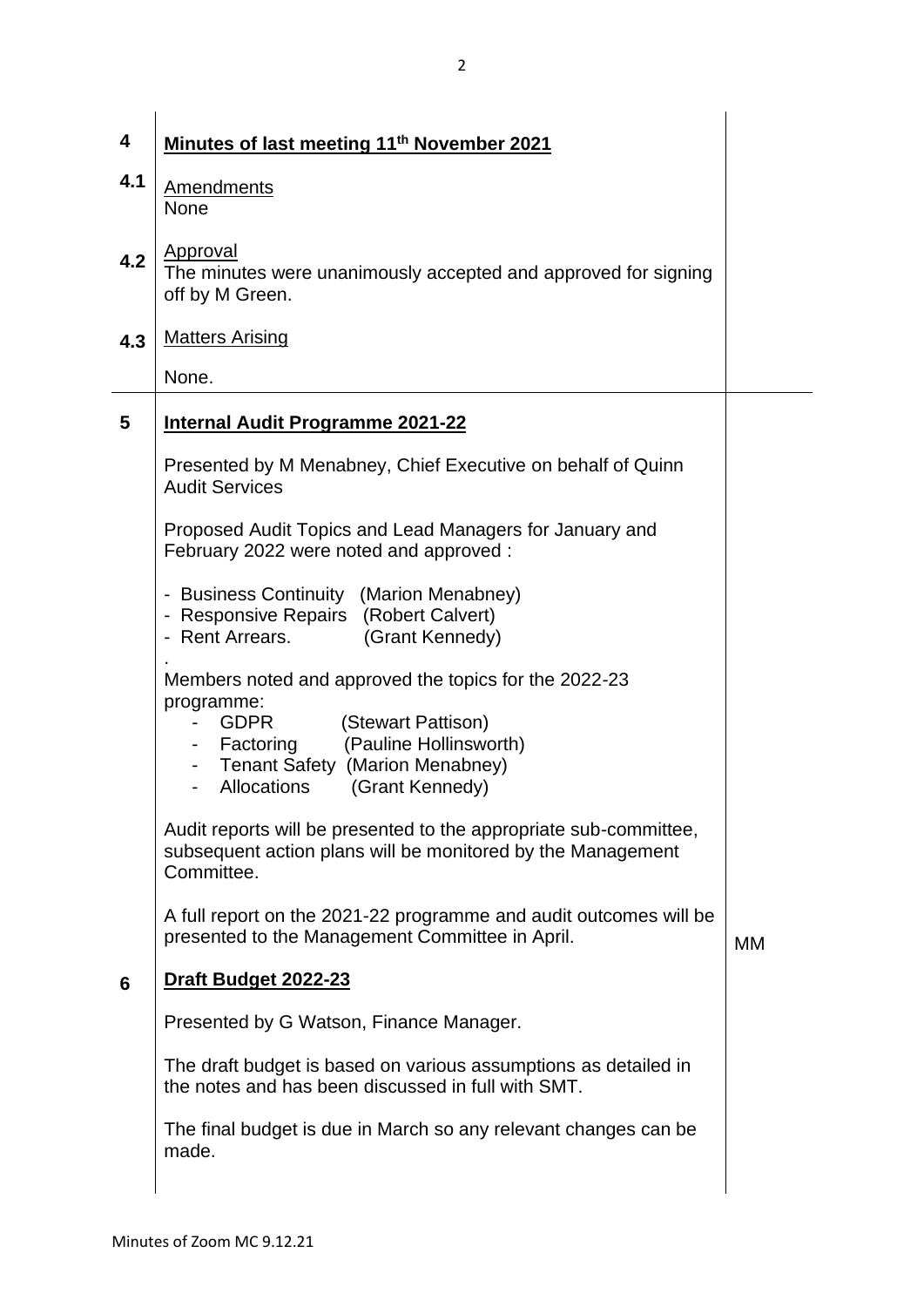**4 Minutes of last meeting 11th November 2021**

**4.1** Amendments

None

**4.2** Approval

The minutes were unanimously accepted and approved for signing off by M Green.

**4.3** Matters Arising

None.

**5 Internal Audit Programme 2021-22**

Presented by M Menabney, Chief Executive on behalf of Quinn Audit Services

Proposed Audit Topics and Lead Managers for January and February 2022 were noted and approved :

- Business Continuity (Marion Menabney)
- Responsive Repairs (Robert Calvert)
- Rent Arrears. (Grant Kennedy)

.

Members noted and approved the topics for the 2022-23 programme:

- GDPR (Stewart Pattison)
- Factoring (Pauline Hollinsworth)
- Tenant Safety (Marion Menabney)
- Allocations (Grant Kennedy)

Audit reports will be presented to the appropriate sub-committee, subsequent action plans will be monitored by the Management Committee.

A full report on the 2021-22 programme and audit outcomes will be presented to the Management Committee in April. — **MM**

**6 Draft Budget 2022-23**

Presented by G Watson, Finance Manager.

The draft budget is based on various assumptions as detailed in the notes and has been discussed in full with SMT.

The final budget is due in March so any relevant changes can be made.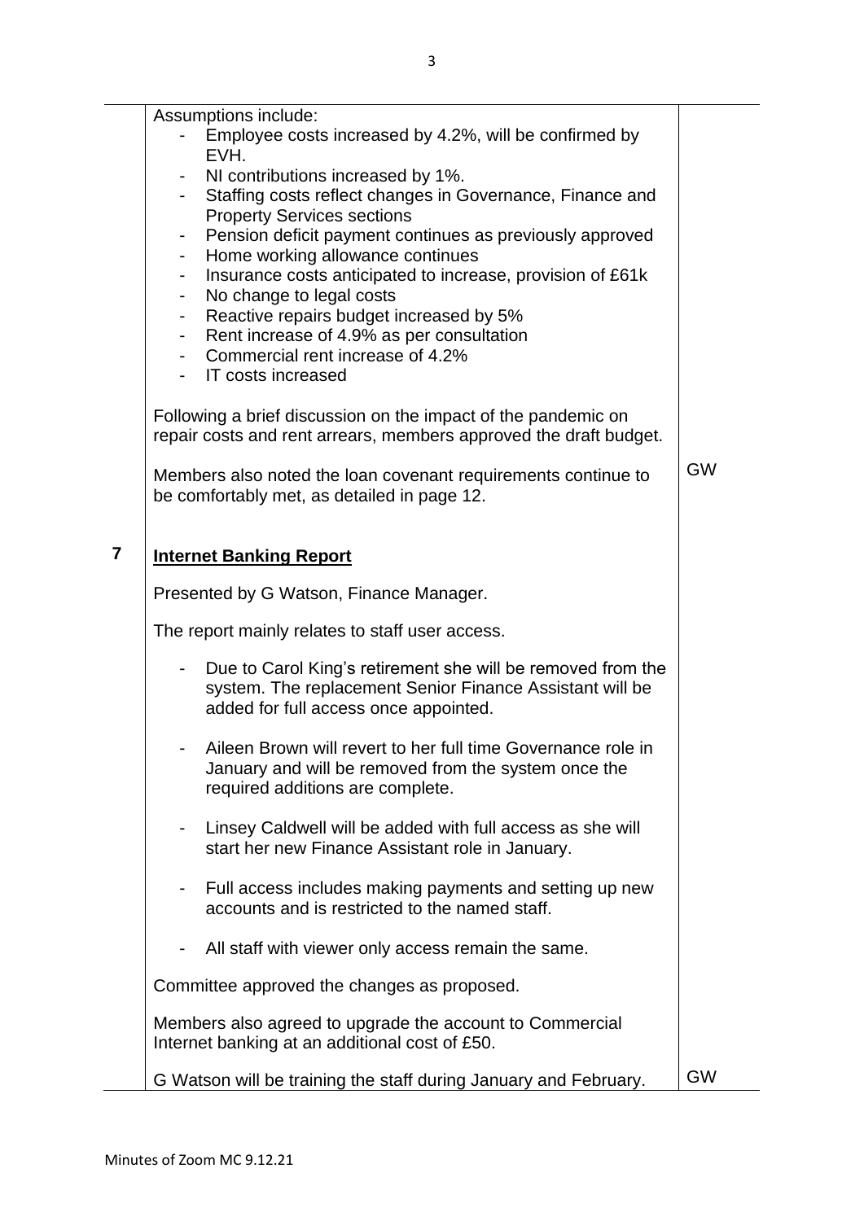| | | |
|---|---|---|
| | Assumptions include:<br>- Employee costs increased by 4.2%, will be confirmed by EVH.<br>- NI contributions increased by 1%.<br>- Staffing costs reflect changes in Governance, Finance and Property Services sections<br>- Pension deficit payment continues as previously approved<br>- Home working allowance continues<br>- Insurance costs anticipated to increase, provision of £61k<br>- No change to legal costs<br>- Reactive repairs budget increased by 5%<br>- Rent increase of 4.9% as per consultation<br>- Commercial rent increase of 4.2%<br>- IT costs increased<br><br>Following a brief discussion on the impact of the pandemic on repair costs and rent arrears, members approved the draft budget.<br><br>Members also noted the loan covenant requirements continue to be comfortably met, as detailed in page 12. | GW |
| **7** | **Internet Banking Report**<br><br>Presented by G Watson, Finance Manager.<br><br>The report mainly relates to staff user access.<br><br>- Due to Carol King's retirement she will be removed from the system. The replacement Senior Finance Assistant will be added for full access once appointed.<br>- Aileen Brown will revert to her full time Governance role in January and will be removed from the system once the required additions are complete.<br>- Linsey Caldwell will be added with full access as she will start her new Finance Assistant role in January.<br>- Full access includes making payments and setting up new accounts and is restricted to the named staff.<br>- All staff with viewer only access remain the same.<br><br>Committee approved the changes as proposed.<br><br>Members also agreed to upgrade the account to Commercial Internet banking at an additional cost of £50.<br><br>G Watson will be training the staff during January and February. | GW |

Minutes of Zoom MC 9.12.21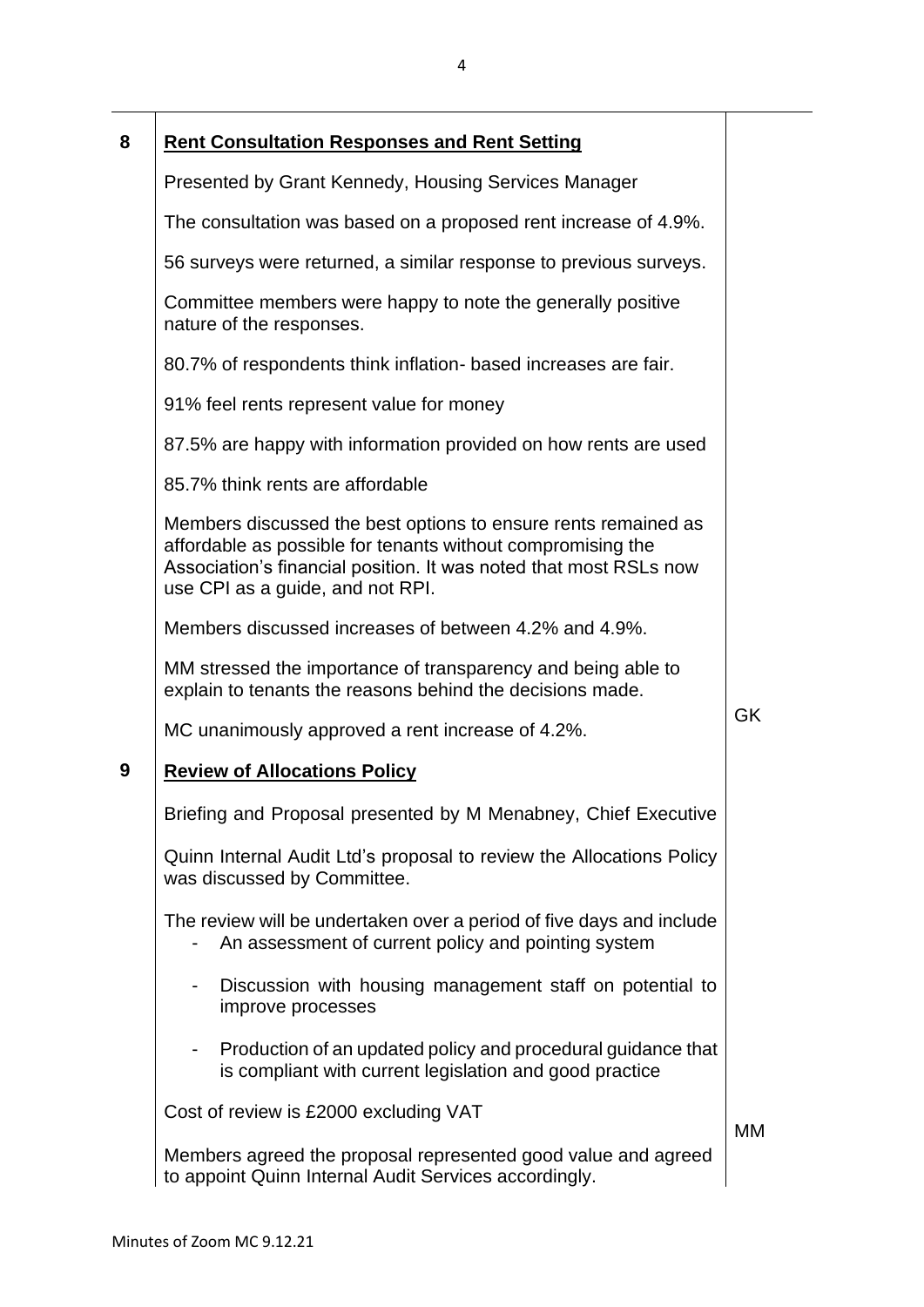| | | |
|---|---|---|
| **8** | **<u>Rent Consultation Responses and Rent Setting</u>**<br><br>Presented by Grant Kennedy, Housing Services Manager<br><br>The consultation was based on a proposed rent increase of 4.9%.<br><br>56 surveys were returned, a similar response to previous surveys.<br><br>Committee members were happy to note the generally positive nature of the responses.<br><br>80.7% of respondents think inflation- based increases are fair.<br><br>91% feel rents represent value for money<br><br>87.5% are happy with information provided on how rents are used<br><br>85.7% think rents are affordable<br><br>Members discussed the best options to ensure rents remained as affordable as possible for tenants without compromising the Association's financial position. It was noted that most RSLs now use CPI as a guide, and not RPI.<br><br>Members discussed increases of between 4.2% and 4.9%.<br><br>MM stressed the importance of transparency and being able to explain to tenants the reasons behind the decisions made.<br><br>MC unanimously approved a rent increase of 4.2%. | GK |
| **9** | **<u>Review of Allocations Policy</u>**<br><br>Briefing and Proposal presented by M Menabney, Chief Executive<br><br>Quinn Internal Audit Ltd's proposal to review the Allocations Policy was discussed by Committee.<br><br>The review will be undertaken over a period of five days and include<br>- An assessment of current policy and pointing system<br>- Discussion with housing management staff on potential to improve processes<br>- Production of an updated policy and procedural guidance that is compliant with current legislation and good practice<br><br>Cost of review is £2000 excluding VAT<br><br>Members agreed the proposal represented good value and agreed to appoint Quinn Internal Audit Services accordingly. | MM |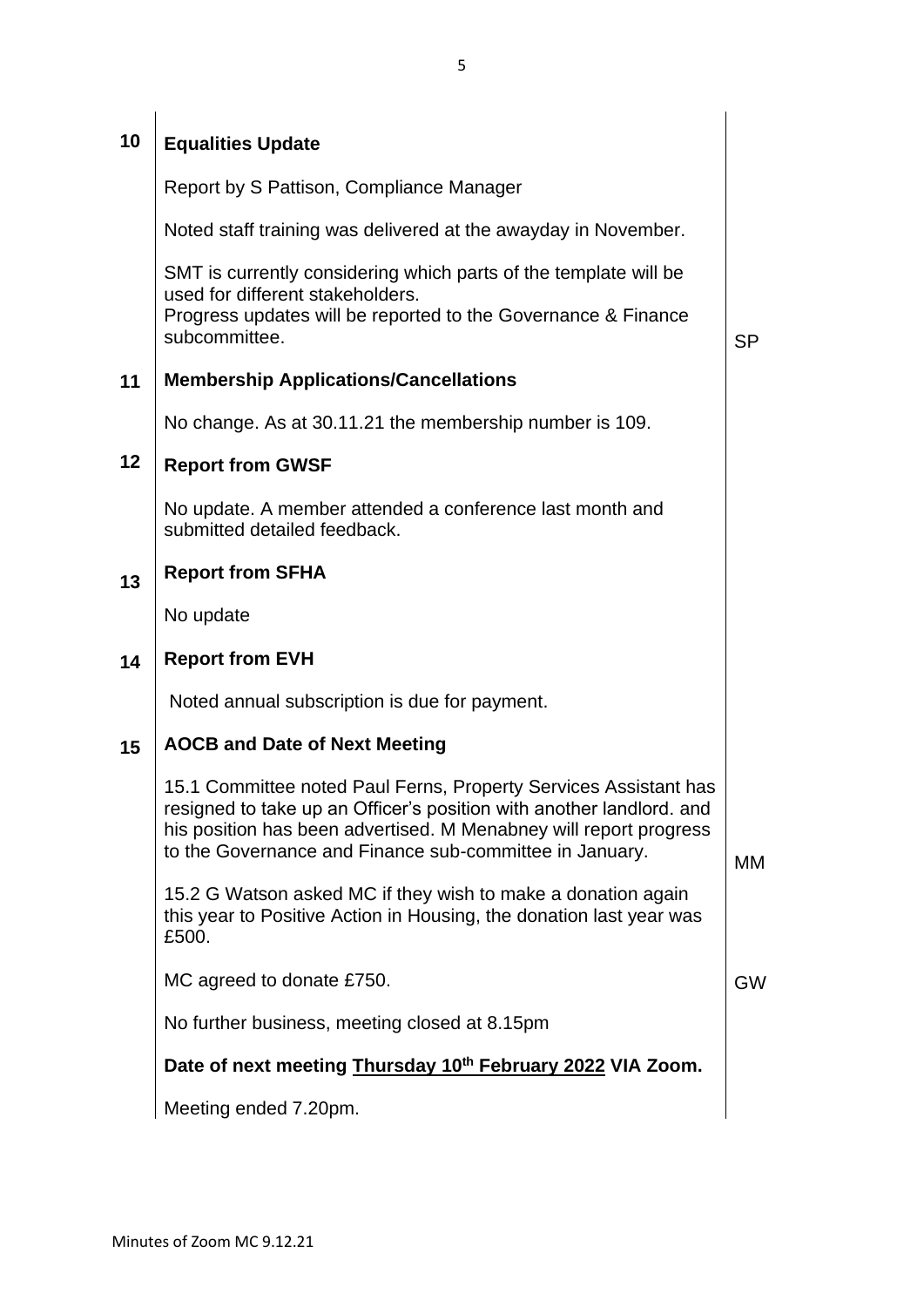| | | |
|---|---|---|
| **10** | **Equalities Update** | |
| | Report by S Pattison, Compliance Manager | |
| | Noted staff training was delivered at the awayday in November. | |
| | SMT is currently considering which parts of the template will be used for different stakeholders.<br>Progress updates will be reported to the Governance & Finance subcommittee. | SP |
| **11** | **Membership Applications/Cancellations** | |
| | No change. As at 30.11.21 the membership number is 109. | |
| **12** | **Report from GWSF** | |
| | No update. A member attended a conference last month and submitted detailed feedback. | |
| **13** | **Report from SFHA** | |
| | No update | |
| **14** | **Report from EVH** | |
| | Noted annual subscription is due for payment. | |
| **15** | **AOCB and Date of Next Meeting** | |
| | 15.1 Committee noted Paul Ferns, Property Services Assistant has resigned to take up an Officer's position with another landlord. and his position has been advertised. M Menabney will report progress to the Governance and Finance sub-committee in January. | MM |
| | 15.2 G Watson asked MC if they wish to make a donation again this year to Positive Action in Housing, the donation last year was £500. | |
| | MC agreed to donate £750. | GW |
| | No further business, meeting closed at 8.15pm | |
| | **Date of next meeting Thursday 10th February 2022 VIA Zoom.** | |
| | Meeting ended 7.20pm. | |

Minutes of Zoom MC 9.12.21